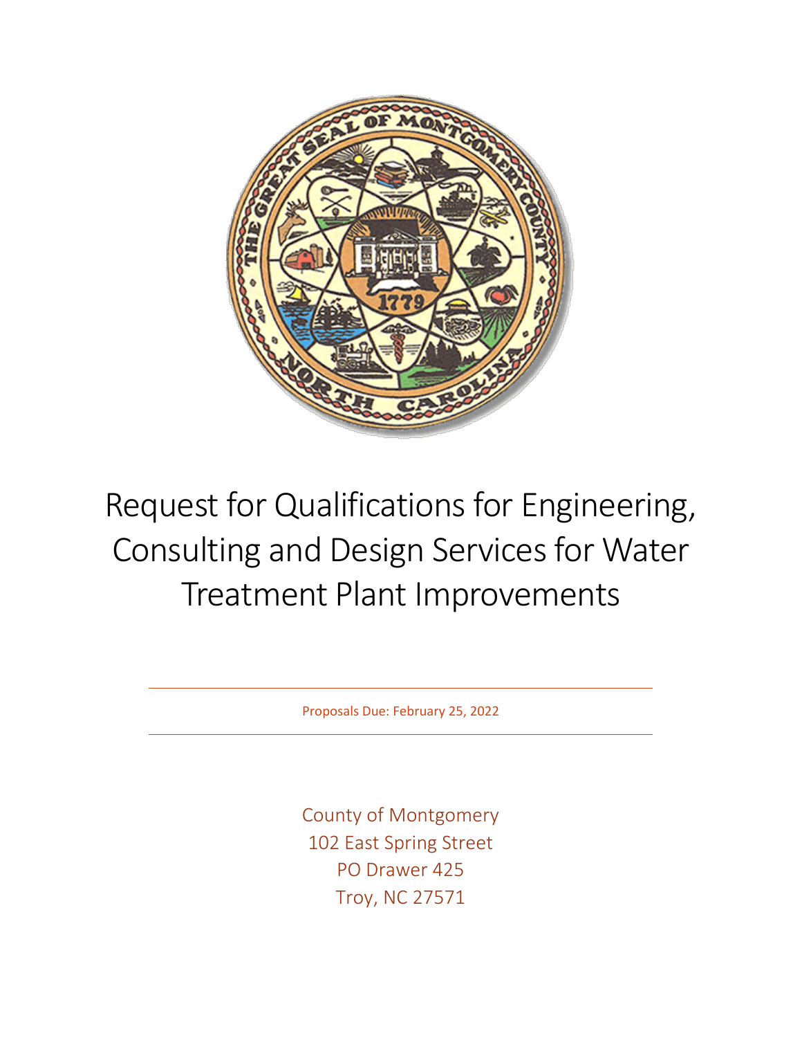# Request for Qualifications for Engineering, Consulting and Design Services for Water Treatment Plant Improvements

Proposals Due: February 25, 2022

County of Montgomery
102 East Spring Street
PO Drawer 425
Troy, NC 27571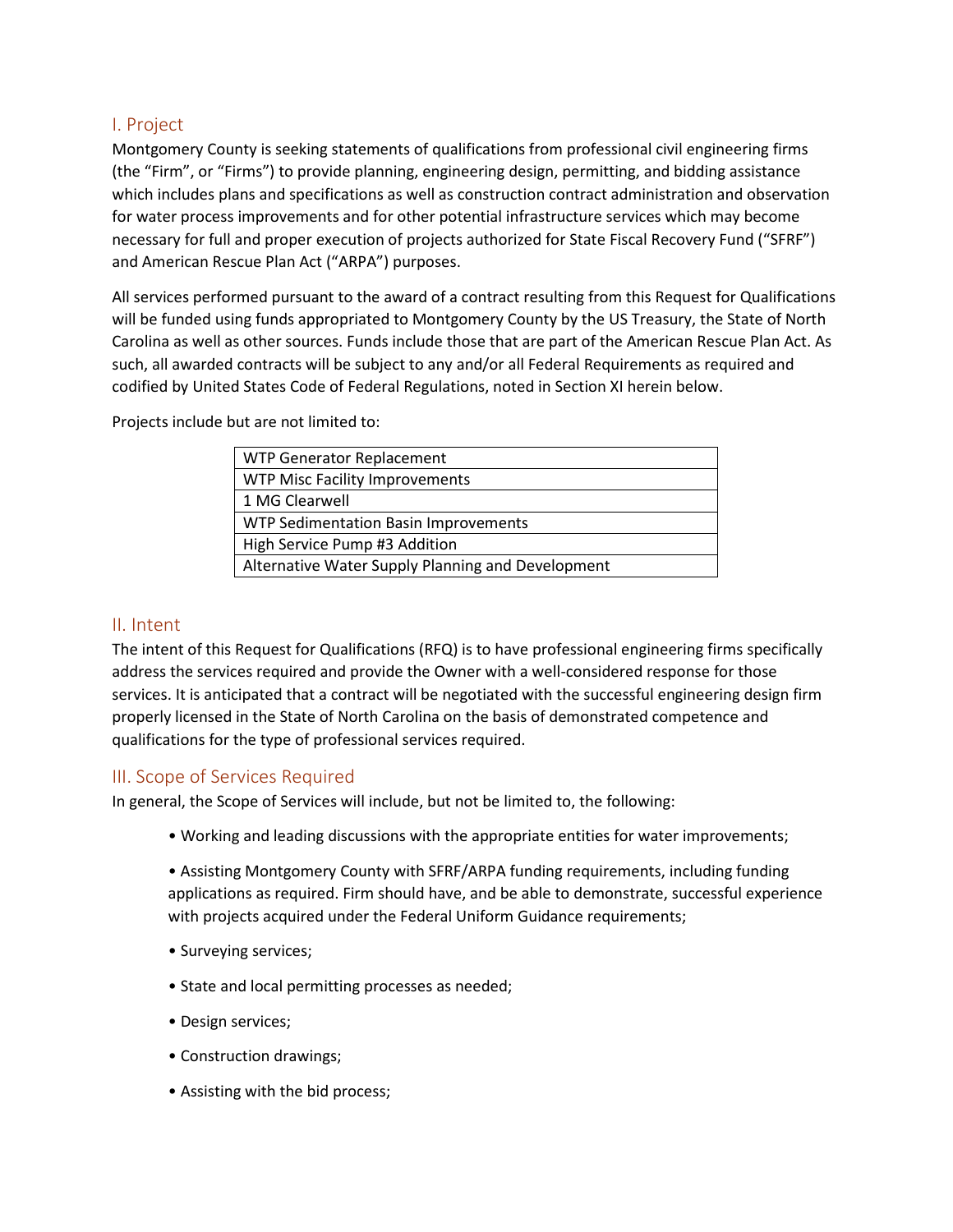## I. Project

Montgomery County is seeking statements of qualifications from professional civil engineering firms (the "Firm", or "Firms") to provide planning, engineering design, permitting, and bidding assistance which includes plans and specifications as well as construction contract administration and observation for water process improvements and for other potential infrastructure services which may become necessary for full and proper execution of projects authorized for State Fiscal Recovery Fund ("SFRF") and American Rescue Plan Act ("ARPA") purposes.

All services performed pursuant to the award of a contract resulting from this Request for Qualifications will be funded using funds appropriated to Montgomery County by the US Treasury, the State of North Carolina as well as other sources. Funds include those that are part of the American Rescue Plan Act. As such, all awarded contracts will be subject to any and/or all Federal Requirements as required and codified by United States Code of Federal Regulations, noted in Section XI herein below.

Projects include but are not limited to:

| WTP Generator Replacement |
|---|
| WTP Misc Facility Improvements |
| 1 MG Clearwell |
| WTP Sedimentation Basin Improvements |
| High Service Pump #3 Addition |
| Alternative Water Supply Planning and Development |

## II. Intent

The intent of this Request for Qualifications (RFQ) is to have professional engineering firms specifically address the services required and provide the Owner with a well-considered response for those services. It is anticipated that a contract will be negotiated with the successful engineering design firm properly licensed in the State of North Carolina on the basis of demonstrated competence and qualifications for the type of professional services required.

## III. Scope of Services Required

In general, the Scope of Services will include, but not be limited to, the following:

- Working and leading discussions with the appropriate entities for water improvements;
- Assisting Montgomery County with SFRF/ARPA funding requirements, including funding applications as required. Firm should have, and be able to demonstrate, successful experience with projects acquired under the Federal Uniform Guidance requirements;
- Surveying services;
- State and local permitting processes as needed;
- Design services;
- Construction drawings;
- Assisting with the bid process;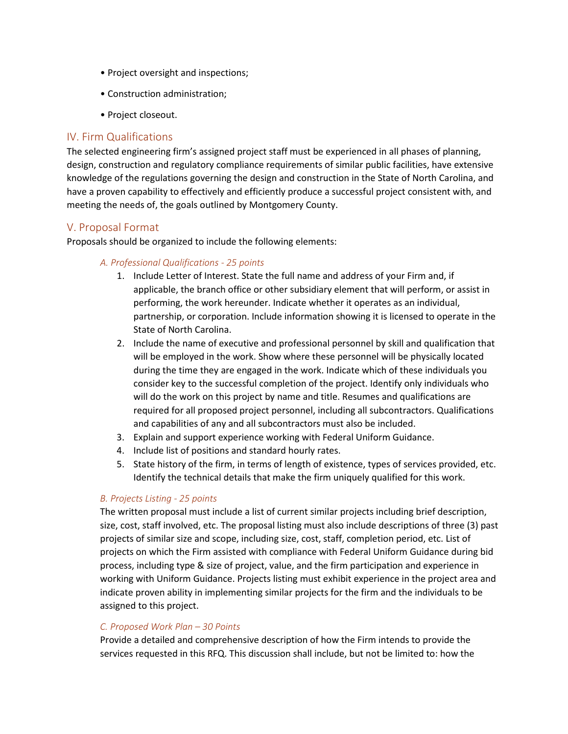- Project oversight and inspections;
- Construction administration;
- Project closeout.

## IV. Firm Qualifications

The selected engineering firm's assigned project staff must be experienced in all phases of planning, design, construction and regulatory compliance requirements of similar public facilities, have extensive knowledge of the regulations governing the design and construction in the State of North Carolina, and have a proven capability to effectively and efficiently produce a successful project consistent with, and meeting the needs of, the goals outlined by Montgomery County.

## V. Proposal Format

Proposals should be organized to include the following elements:

### *A. Professional Qualifications - 25 points*

1. Include Letter of Interest. State the full name and address of your Firm and, if applicable, the branch office or other subsidiary element that will perform, or assist in performing, the work hereunder. Indicate whether it operates as an individual, partnership, or corporation. Include information showing it is licensed to operate in the State of North Carolina.
2. Include the name of executive and professional personnel by skill and qualification that will be employed in the work. Show where these personnel will be physically located during the time they are engaged in the work. Indicate which of these individuals you consider key to the successful completion of the project. Identify only individuals who will do the work on this project by name and title. Resumes and qualifications are required for all proposed project personnel, including all subcontractors. Qualifications and capabilities of any and all subcontractors must also be included.
3. Explain and support experience working with Federal Uniform Guidance.
4. Include list of positions and standard hourly rates.
5. State history of the firm, in terms of length of existence, types of services provided, etc. Identify the technical details that make the firm uniquely qualified for this work.

### *B. Projects Listing - 25 points*

The written proposal must include a list of current similar projects including brief description, size, cost, staff involved, etc. The proposal listing must also include descriptions of three (3) past projects of similar size and scope, including size, cost, staff, completion period, etc. List of projects on which the Firm assisted with compliance with Federal Uniform Guidance during bid process, including type & size of project, value, and the firm participation and experience in working with Uniform Guidance. Projects listing must exhibit experience in the project area and indicate proven ability in implementing similar projects for the firm and the individuals to be assigned to this project.

### *C. Proposed Work Plan – 30 Points*

Provide a detailed and comprehensive description of how the Firm intends to provide the services requested in this RFQ. This discussion shall include, but not be limited to: how the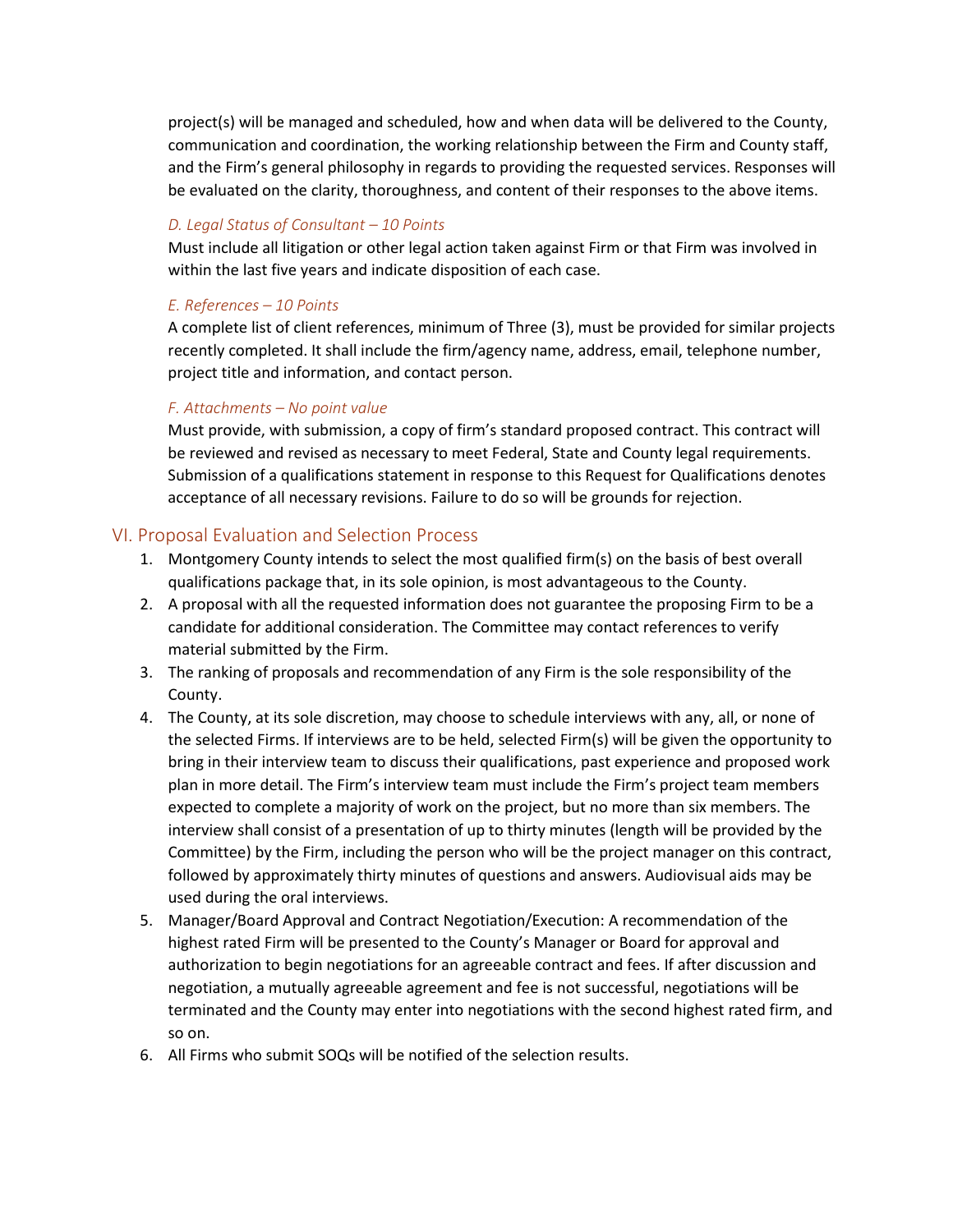project(s) will be managed and scheduled, how and when data will be delivered to the County, communication and coordination, the working relationship between the Firm and County staff, and the Firm's general philosophy in regards to providing the requested services. Responses will be evaluated on the clarity, thoroughness, and content of their responses to the above items.

### *D. Legal Status of Consultant – 10 Points*

Must include all litigation or other legal action taken against Firm or that Firm was involved in within the last five years and indicate disposition of each case.

### *E. References – 10 Points*

A complete list of client references, minimum of Three (3), must be provided for similar projects recently completed. It shall include the firm/agency name, address, email, telephone number, project title and information, and contact person.

### *F. Attachments – No point value*

Must provide, with submission, a copy of firm's standard proposed contract. This contract will be reviewed and revised as necessary to meet Federal, State and County legal requirements. Submission of a qualifications statement in response to this Request for Qualifications denotes acceptance of all necessary revisions. Failure to do so will be grounds for rejection.

## VI. Proposal Evaluation and Selection Process

1. Montgomery County intends to select the most qualified firm(s) on the basis of best overall qualifications package that, in its sole opinion, is most advantageous to the County.
2. A proposal with all the requested information does not guarantee the proposing Firm to be a candidate for additional consideration. The Committee may contact references to verify material submitted by the Firm.
3. The ranking of proposals and recommendation of any Firm is the sole responsibility of the County.
4. The County, at its sole discretion, may choose to schedule interviews with any, all, or none of the selected Firms. If interviews are to be held, selected Firm(s) will be given the opportunity to bring in their interview team to discuss their qualifications, past experience and proposed work plan in more detail. The Firm's interview team must include the Firm's project team members expected to complete a majority of work on the project, but no more than six members. The interview shall consist of a presentation of up to thirty minutes (length will be provided by the Committee) by the Firm, including the person who will be the project manager on this contract, followed by approximately thirty minutes of questions and answers. Audiovisual aids may be used during the oral interviews.
5. Manager/Board Approval and Contract Negotiation/Execution: A recommendation of the highest rated Firm will be presented to the County's Manager or Board for approval and authorization to begin negotiations for an agreeable contract and fees. If after discussion and negotiation, a mutually agreeable agreement and fee is not successful, negotiations will be terminated and the County may enter into negotiations with the second highest rated firm, and so on.
6. All Firms who submit SOQs will be notified of the selection results.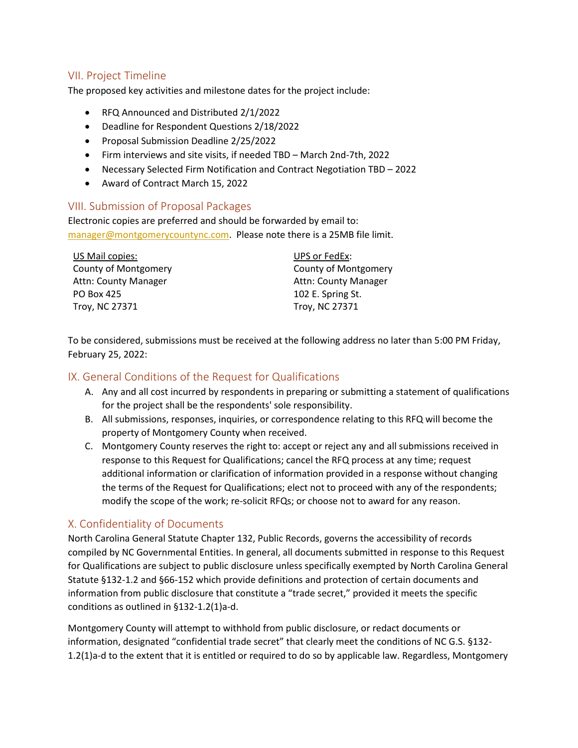## VII. Project Timeline

The proposed key activities and milestone dates for the project include:

- RFQ Announced and Distributed 2/1/2022
- Deadline for Respondent Questions 2/18/2022
- Proposal Submission Deadline 2/25/2022
- Firm interviews and site visits, if needed TBD – March 2nd-7th, 2022
- Necessary Selected Firm Notification and Contract Negotiation TBD – 2022
- Award of Contract March 15, 2022

## VIII. Submission of Proposal Packages

Electronic copies are preferred and should be forwarded by email to: manager@montgomerycountync.com. Please note there is a 25MB file limit.

US Mail copies:
County of Montgomery
Attn: County Manager
PO Box 425
Troy, NC 27371

UPS or FedEx:
County of Montgomery
Attn: County Manager
102 E. Spring St.
Troy, NC 27371

To be considered, submissions must be received at the following address no later than 5:00 PM Friday, February 25, 2022:

## IX. General Conditions of the Request for Qualifications

A. Any and all cost incurred by respondents in preparing or submitting a statement of qualifications for the project shall be the respondents' sole responsibility.
B. All submissions, responses, inquiries, or correspondence relating to this RFQ will become the property of Montgomery County when received.
C. Montgomery County reserves the right to: accept or reject any and all submissions received in response to this Request for Qualifications; cancel the RFQ process at any time; request additional information or clarification of information provided in a response without changing the terms of the Request for Qualifications; elect not to proceed with any of the respondents; modify the scope of the work; re-solicit RFQs; or choose not to award for any reason.

## X. Confidentiality of Documents

North Carolina General Statute Chapter 132, Public Records, governs the accessibility of records compiled by NC Governmental Entities. In general, all documents submitted in response to this Request for Qualifications are subject to public disclosure unless specifically exempted by North Carolina General Statute §132-1.2 and §66-152 which provide definitions and protection of certain documents and information from public disclosure that constitute a "trade secret," provided it meets the specific conditions as outlined in §132-1.2(1)a-d.

Montgomery County will attempt to withhold from public disclosure, or redact documents or information, designated "confidential trade secret" that clearly meet the conditions of NC G.S. §132-1.2(1)a-d to the extent that it is entitled or required to do so by applicable law. Regardless, Montgomery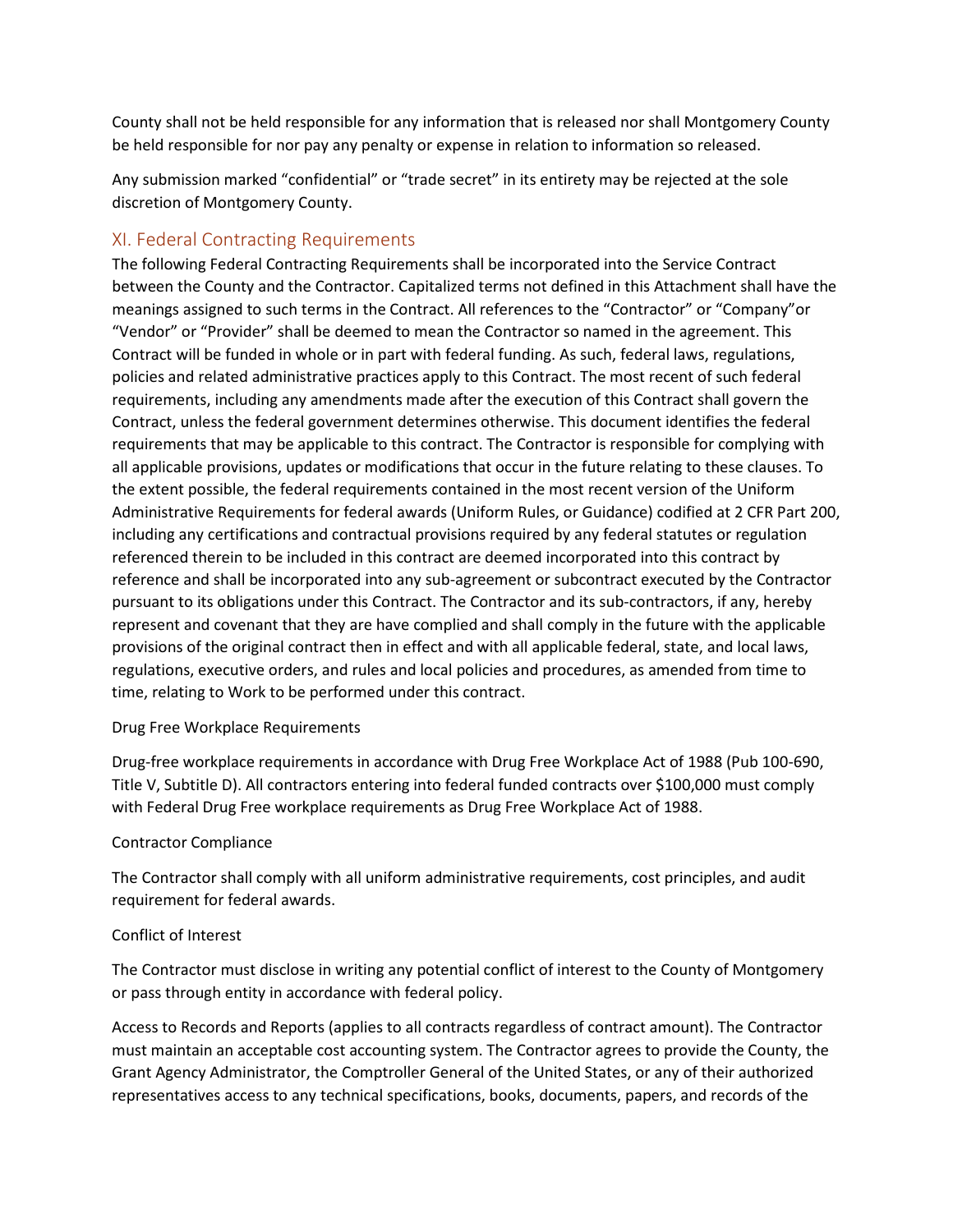County shall not be held responsible for any information that is released nor shall Montgomery County be held responsible for nor pay any penalty or expense in relation to information so released.

Any submission marked "confidential" or "trade secret" in its entirety may be rejected at the sole discretion of Montgomery County.

## XI. Federal Contracting Requirements

The following Federal Contracting Requirements shall be incorporated into the Service Contract between the County and the Contractor. Capitalized terms not defined in this Attachment shall have the meanings assigned to such terms in the Contract. All references to the "Contractor" or "Company"or "Vendor" or "Provider" shall be deemed to mean the Contractor so named in the agreement. This Contract will be funded in whole or in part with federal funding. As such, federal laws, regulations, policies and related administrative practices apply to this Contract. The most recent of such federal requirements, including any amendments made after the execution of this Contract shall govern the Contract, unless the federal government determines otherwise. This document identifies the federal requirements that may be applicable to this contract. The Contractor is responsible for complying with all applicable provisions, updates or modifications that occur in the future relating to these clauses. To the extent possible, the federal requirements contained in the most recent version of the Uniform Administrative Requirements for federal awards (Uniform Rules, or Guidance) codified at 2 CFR Part 200, including any certifications and contractual provisions required by any federal statutes or regulation referenced therein to be included in this contract are deemed incorporated into this contract by reference and shall be incorporated into any sub-agreement or subcontract executed by the Contractor pursuant to its obligations under this Contract. The Contractor and its sub-contractors, if any, hereby represent and covenant that they are have complied and shall comply in the future with the applicable provisions of the original contract then in effect and with all applicable federal, state, and local laws, regulations, executive orders, and rules and local policies and procedures, as amended from time to time, relating to Work to be performed under this contract.

Drug Free Workplace Requirements

Drug-free workplace requirements in accordance with Drug Free Workplace Act of 1988 (Pub 100-690, Title V, Subtitle D). All contractors entering into federal funded contracts over $100,000 must comply with Federal Drug Free workplace requirements as Drug Free Workplace Act of 1988.

Contractor Compliance

The Contractor shall comply with all uniform administrative requirements, cost principles, and audit requirement for federal awards.

Conflict of Interest

The Contractor must disclose in writing any potential conflict of interest to the County of Montgomery or pass through entity in accordance with federal policy.

Access to Records and Reports (applies to all contracts regardless of contract amount). The Contractor must maintain an acceptable cost accounting system. The Contractor agrees to provide the County, the Grant Agency Administrator, the Comptroller General of the United States, or any of their authorized representatives access to any technical specifications, books, documents, papers, and records of the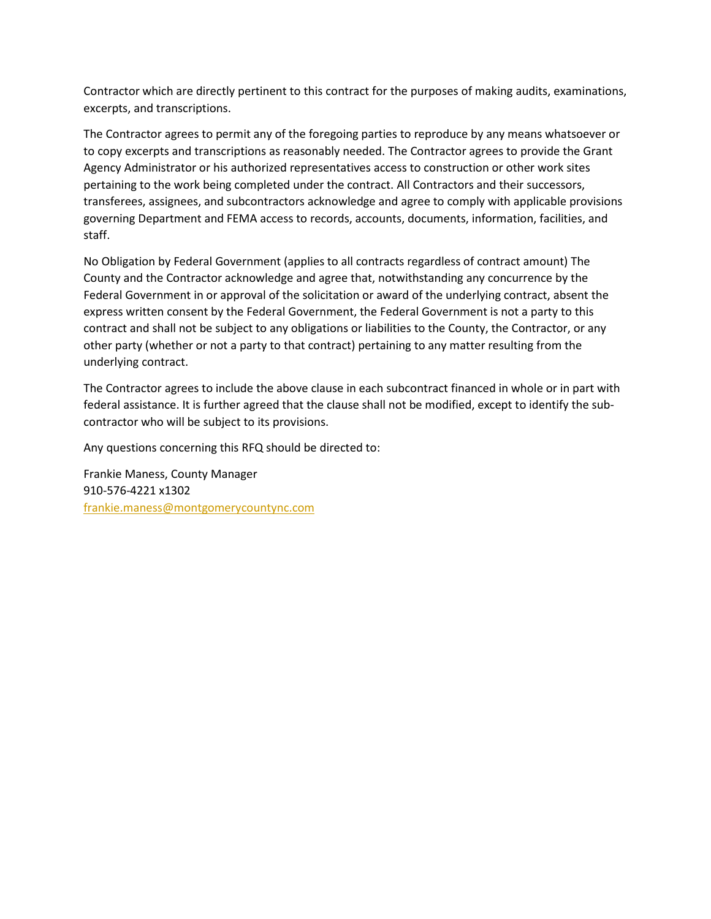Contractor which are directly pertinent to this contract for the purposes of making audits, examinations, excerpts, and transcriptions.

The Contractor agrees to permit any of the foregoing parties to reproduce by any means whatsoever or to copy excerpts and transcriptions as reasonably needed. The Contractor agrees to provide the Grant Agency Administrator or his authorized representatives access to construction or other work sites pertaining to the work being completed under the contract. All Contractors and their successors, transferees, assignees, and subcontractors acknowledge and agree to comply with applicable provisions governing Department and FEMA access to records, accounts, documents, information, facilities, and staff.

No Obligation by Federal Government (applies to all contracts regardless of contract amount) The County and the Contractor acknowledge and agree that, notwithstanding any concurrence by the Federal Government in or approval of the solicitation or award of the underlying contract, absent the express written consent by the Federal Government, the Federal Government is not a party to this contract and shall not be subject to any obligations or liabilities to the County, the Contractor, or any other party (whether or not a party to that contract) pertaining to any matter resulting from the underlying contract.

The Contractor agrees to include the above clause in each subcontract financed in whole or in part with federal assistance. It is further agreed that the clause shall not be modified, except to identify the sub-contractor who will be subject to its provisions.

Any questions concerning this RFQ should be directed to:

Frankie Maness, County Manager
910-576-4221 x1302
frankie.maness@montgomerycountync.com